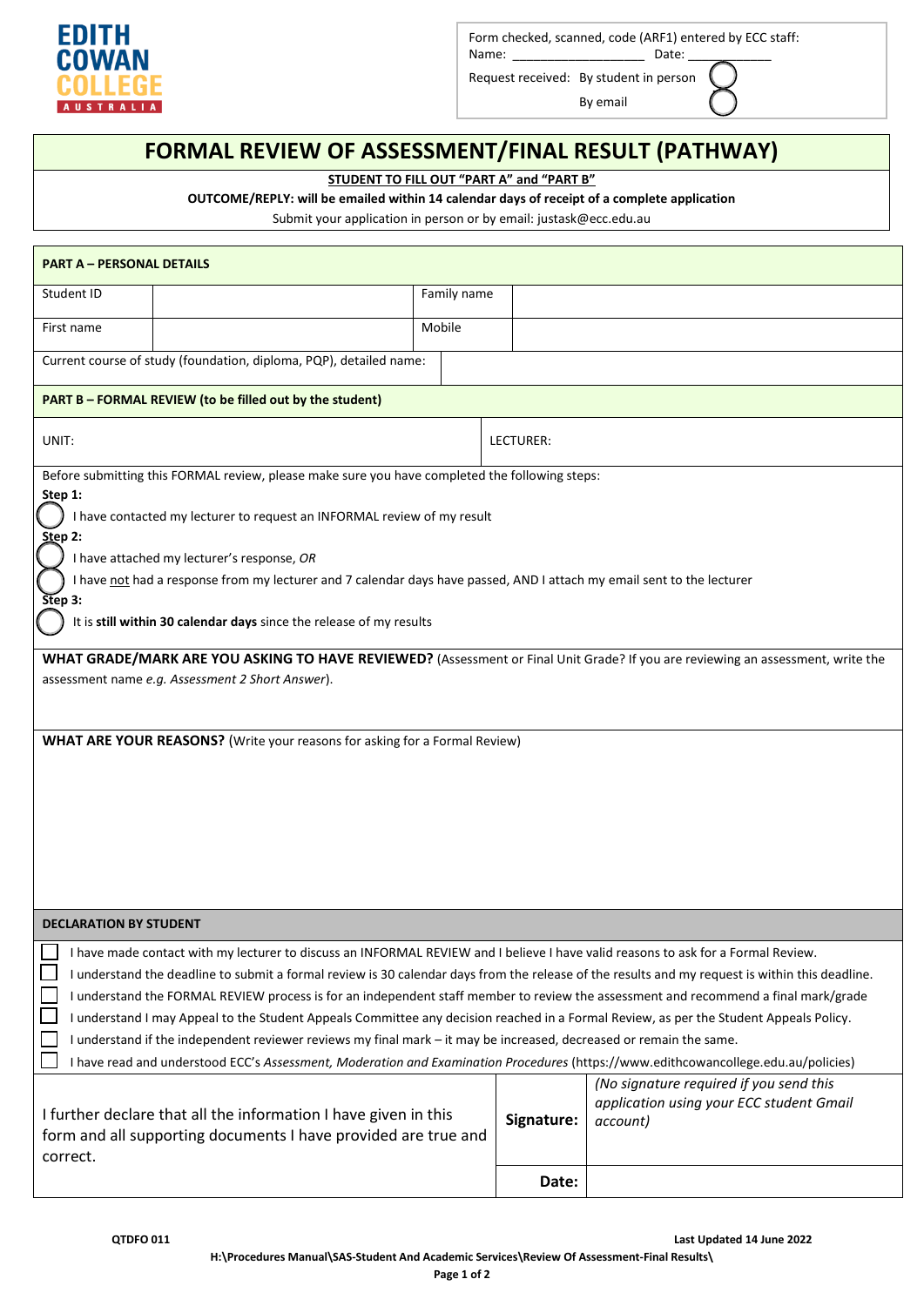EDITH COWAN COLLEGE AUSTRALIA

Form checked, scanned, code (ARF1) entered by ECC staff:
Name: ___________________ Date: ____________

Request received: By student in person ◯
By email ◯

# FORMAL REVIEW OF ASSESSMENT/FINAL RESULT (PATHWAY)

**STUDENT TO FILL OUT "PART A" and "PART B"**

**OUTCOME/REPLY: will be emailed within 14 calendar days of receipt of a complete application**

Submit your application in person or by email: justask@ecc.edu.au

## PART A – PERSONAL DETAILS

| Student ID | | Family name | |
|---|---|---|---|
| First name | | Mobile | |

Current course of study (foundation, diploma, PQP), detailed name:

## PART B – FORMAL REVIEW (to be filled out by the student)

| UNIT: | LECTURER: |
|---|---|

Before submitting this FORMAL review, please make sure you have completed the following steps:

**Step 1:**

◯ I have contacted my lecturer to request an INFORMAL review of my result

**Step 2:**

◯ I have attached my lecturer's response, *OR*

◯ I have not had a response from my lecturer and 7 calendar days have passed, AND I attach my email sent to the lecturer

**Step 3:**

◯ It is **still within 30 calendar days** since the release of my results

**WHAT GRADE/MARK ARE YOU ASKING TO HAVE REVIEWED?** (Assessment or Final Unit Grade? If you are reviewing an assessment, write the assessment name *e.g. Assessment 2 Short Answer*).

**WHAT ARE YOUR REASONS?** (Write your reasons for asking for a Formal Review)

## DECLARATION BY STUDENT

- ☐ I have made contact with my lecturer to discuss an INFORMAL REVIEW and I believe I have valid reasons to ask for a Formal Review.
- ☐ I understand the deadline to submit a formal review is 30 calendar days from the release of the results and my request is within this deadline.
- ☐ I understand the FORMAL REVIEW process is for an independent staff member to review the assessment and recommend a final mark/grade
- ☐ I understand I may Appeal to the Student Appeals Committee any decision reached in a Formal Review, as per the Student Appeals Policy.
- ☐ I understand if the independent reviewer reviews my final mark – it may be increased, decreased or remain the same.
- ☐ I have read and understood ECC's *Assessment, Moderation and Examination Procedures* (https://www.edithcowancollege.edu.au/policies)

| I further declare that all the information I have given in this form and all supporting documents I have provided are true and correct. | **Signature:** | *(No signature required if you send this application using your ECC student Gmail account)* |
|---|---|---|
| | **Date:** | |

QTDFO 011 — Last Updated 14 June 2022

H:\Procedures Manual\SAS-Student And Academic Services\Review Of Assessment-Final Results\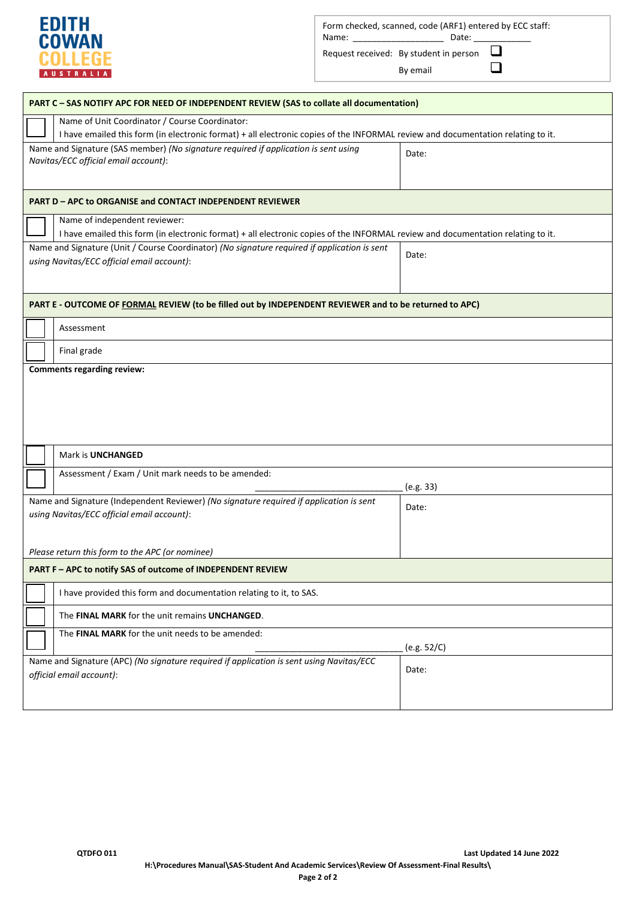**EDITH COWAN COLLEGE AUSTRALIA**

| | |
|---|---|
| Form checked, scanned, code (ARF1) entered by ECC staff: Name: ___________________ Date: ____________ | |
| Request received: By student in person | ☐ |
| By email | ☐ |

| | | |
|---|---|---|
| **PART C – SAS NOTIFY APC FOR NEED OF INDEPENDENT REVIEW (SAS to collate all documentation)** | | |
| ☐ | Name of Unit Coordinator / Course Coordinator: I have emailed this form (in electronic format) + all electronic copies of the INFORMAL review and documentation relating to it. | |
| Name and Signature (SAS member) *(No signature required if application is sent using Navitas/ECC official email account)*: | | Date: |
| **PART D – APC to ORGANISE and CONTACT INDEPENDENT REVIEWER** | | |
| ☐ | Name of independent reviewer: I have emailed this form (in electronic format) + all electronic copies of the INFORMAL review and documentation relating to it. | |
| Name and Signature (Unit / Course Coordinator) *(No signature required if application is sent using Navitas/ECC official email account)*: | | Date: |
| **PART E - OUTCOME OF FORMAL REVIEW (to be filled out by INDEPENDENT REVIEWER and to be returned to APC)** | | |
| ☐ | Assessment | |
| ☐ | Final grade | |
| **Comments regarding review:** | | |
| ☐ | Mark is **UNCHANGED** | |
| ☐ | Assessment / Exam / Unit mark needs to be amended: ______________________________ (e.g. 33) | |
| Name and Signature (Independent Reviewer) *(No signature required if application is sent using Navitas/ECC official email account)*: *Please return this form to the APC (or nominee)* | | Date: |
| **PART F – APC to notify SAS of outcome of INDEPENDENT REVIEW** | | |
| ☐ | I have provided this form and documentation relating to it, to SAS. | |
| ☐ | The **FINAL MARK** for the unit remains **UNCHANGED**. | |
| ☐ | The **FINAL MARK** for the unit needs to be amended: ______________________________ (e.g. 52/C) | |
| Name and Signature (APC) *(No signature required if application is sent using Navitas/ECC official email account)*: | | Date: |

QTDFO 011 | Last Updated 14 June 2022

H:\Procedures Manual\SAS-Student And Academic Services\Review Of Assessment-Final Results\